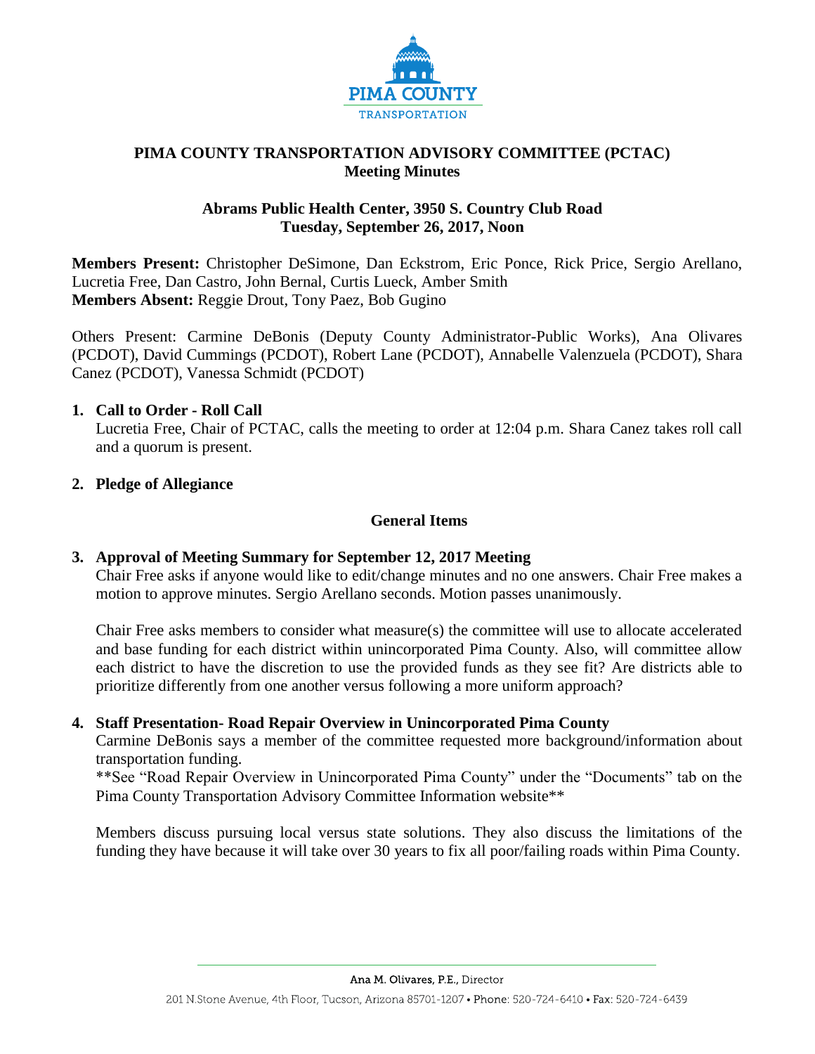# PIMA COUNTY TRANSPORTATION ADVISORY COMMITTEE (PCTAC)
## Meeting Minutes

**Abrams Public Health Center, 3950 S. Country Club Road**
**Tuesday, September 26, 2017, Noon**

**Members Present:** Christopher DeSimone, Dan Eckstrom, Eric Ponce, Rick Price, Sergio Arellano, Lucretia Free, Dan Castro, John Bernal, Curtis Lueck, Amber Smith
**Members Absent:** Reggie Drout, Tony Paez, Bob Gugino

Others Present: Carmine DeBonis (Deputy County Administrator-Public Works), Ana Olivares (PCDOT), David Cummings (PCDOT), Robert Lane (PCDOT), Annabelle Valenzuela (PCDOT), Shara Canez (PCDOT), Vanessa Schmidt (PCDOT)

**1. Call to Order - Roll Call**

Lucretia Free, Chair of PCTAC, calls the meeting to order at 12:04 p.m. Shara Canez takes roll call and a quorum is present.

**2. Pledge of Allegiance**

### General Items

**3. Approval of Meeting Summary for September 12, 2017 Meeting**

Chair Free asks if anyone would like to edit/change minutes and no one answers. Chair Free makes a motion to approve minutes. Sergio Arellano seconds. Motion passes unanimously.

Chair Free asks members to consider what measure(s) the committee will use to allocate accelerated and base funding for each district within unincorporated Pima County. Also, will committee allow each district to have the discretion to use the provided funds as they see fit? Are districts able to prioritize differently from one another versus following a more uniform approach?

**4. Staff Presentation- Road Repair Overview in Unincorporated Pima County**

Carmine DeBonis says a member of the committee requested more background/information about transportation funding.
**See "Road Repair Overview in Unincorporated Pima County" under the "Documents" tab on the Pima County Transportation Advisory Committee Information website**

Members discuss pursuing local versus state solutions. They also discuss the limitations of the funding they have because it will take over 30 years to fix all poor/failing roads within Pima County.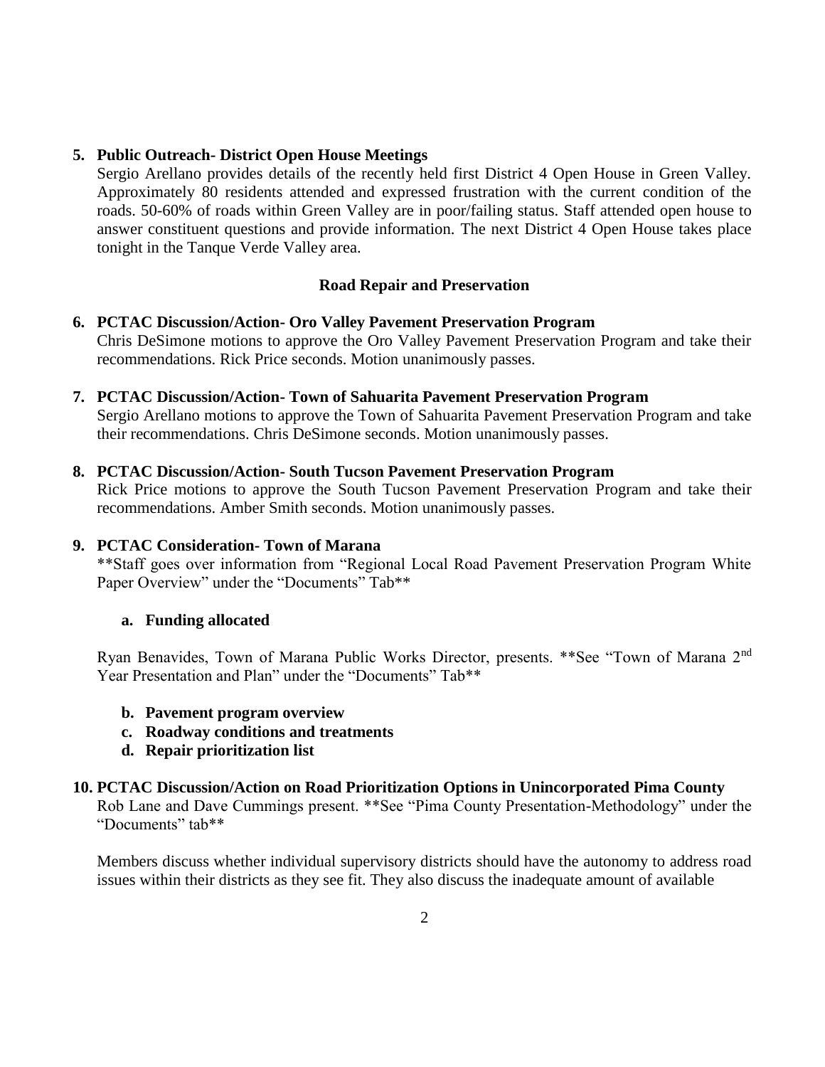**5. Public Outreach- District Open House Meetings**

Sergio Arellano provides details of the recently held first District 4 Open House in Green Valley. Approximately 80 residents attended and expressed frustration with the current condition of the roads. 50-60% of roads within Green Valley are in poor/failing status. Staff attended open house to answer constituent questions and provide information. The next District 4 Open House takes place tonight in the Tanque Verde Valley area.

## Road Repair and Preservation

**6. PCTAC Discussion/Action- Oro Valley Pavement Preservation Program**

Chris DeSimone motions to approve the Oro Valley Pavement Preservation Program and take their recommendations. Rick Price seconds. Motion unanimously passes.

**7. PCTAC Discussion/Action- Town of Sahuarita Pavement Preservation Program**

Sergio Arellano motions to approve the Town of Sahuarita Pavement Preservation Program and take their recommendations. Chris DeSimone seconds. Motion unanimously passes.

**8. PCTAC Discussion/Action- South Tucson Pavement Preservation Program**

Rick Price motions to approve the South Tucson Pavement Preservation Program and take their recommendations. Amber Smith seconds. Motion unanimously passes.

**9. PCTAC Consideration- Town of Marana**

**Staff goes over information from "Regional Local Road Pavement Preservation Program White Paper Overview" under the "Documents" Tab**

- **a. Funding allocated**

Ryan Benavides, Town of Marana Public Works Director, presents. **See "Town of Marana 2nd Year Presentation and Plan" under the "Documents" Tab**

- **b. Pavement program overview**
- **c. Roadway conditions and treatments**
- **d. Repair prioritization list**

**10. PCTAC Discussion/Action on Road Prioritization Options in Unincorporated Pima County**

Rob Lane and Dave Cummings present. **See "Pima County Presentation-Methodology" under the "Documents" tab**

Members discuss whether individual supervisory districts should have the autonomy to address road issues within their districts as they see fit. They also discuss the inadequate amount of available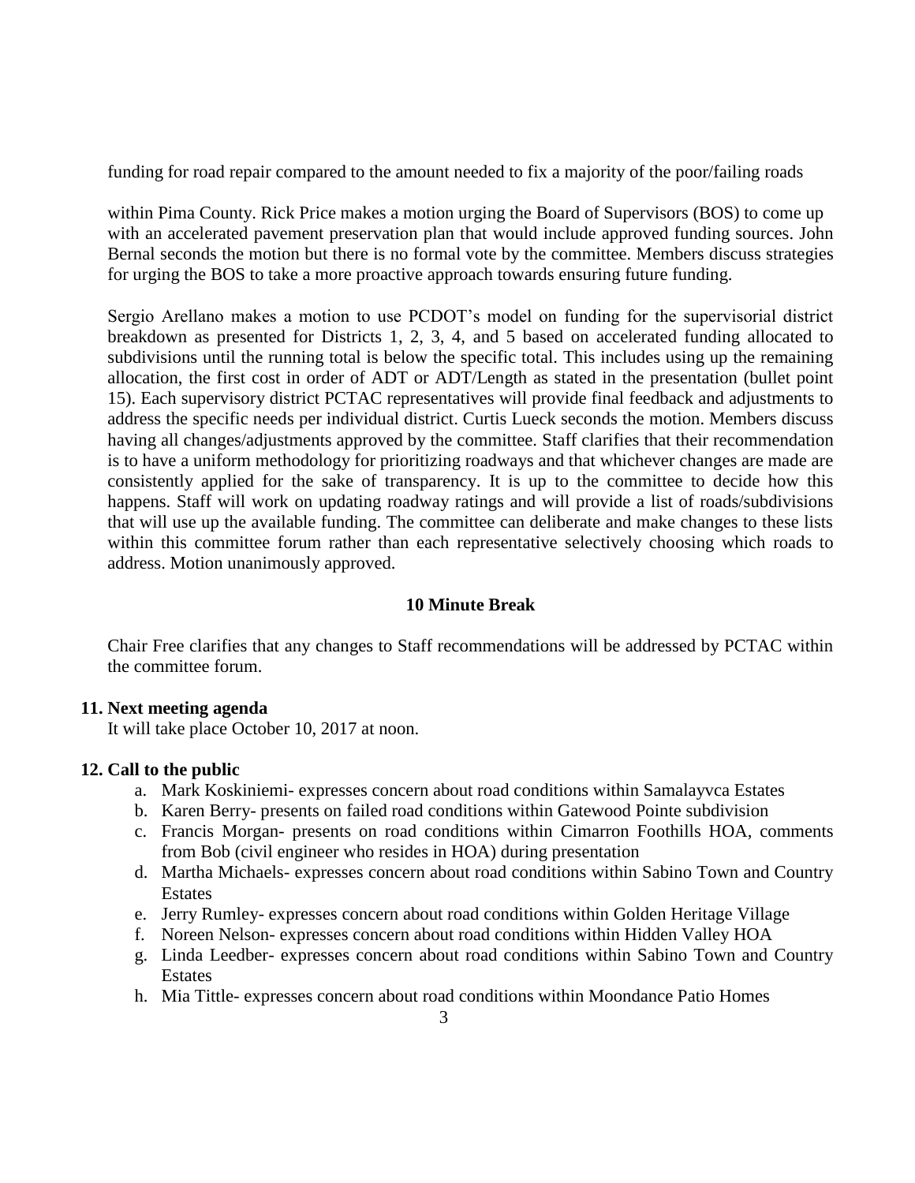funding for road repair compared to the amount needed to fix a majority of the poor/failing roads

within Pima County. Rick Price makes a motion urging the Board of Supervisors (BOS) to come up with an accelerated pavement preservation plan that would include approved funding sources. John Bernal seconds the motion but there is no formal vote by the committee. Members discuss strategies for urging the BOS to take a more proactive approach towards ensuring future funding.

Sergio Arellano makes a motion to use PCDOT's model on funding for the supervisorial district breakdown as presented for Districts 1, 2, 3, 4, and 5 based on accelerated funding allocated to subdivisions until the running total is below the specific total. This includes using up the remaining allocation, the first cost in order of ADT or ADT/Length as stated in the presentation (bullet point 15). Each supervisory district PCTAC representatives will provide final feedback and adjustments to address the specific needs per individual district. Curtis Lueck seconds the motion. Members discuss having all changes/adjustments approved by the committee. Staff clarifies that their recommendation is to have a uniform methodology for prioritizing roadways and that whichever changes are made are consistently applied for the sake of transparency. It is up to the committee to decide how this happens. Staff will work on updating roadway ratings and will provide a list of roads/subdivisions that will use up the available funding. The committee can deliberate and make changes to these lists within this committee forum rather than each representative selectively choosing which roads to address. Motion unanimously approved.

**10 Minute Break**

Chair Free clarifies that any changes to Staff recommendations will be addressed by PCTAC within the committee forum.

**11. Next meeting agenda**

It will take place October 10, 2017 at noon.

**12. Call to the public**

a. Mark Koskiniemi- expresses concern about road conditions within Samalayvca Estates
b. Karen Berry- presents on failed road conditions within Gatewood Pointe subdivision
c. Francis Morgan- presents on road conditions within Cimarron Foothills HOA, comments from Bob (civil engineer who resides in HOA) during presentation
d. Martha Michaels- expresses concern about road conditions within Sabino Town and Country Estates
e. Jerry Rumley- expresses concern about road conditions within Golden Heritage Village
f. Noreen Nelson- expresses concern about road conditions within Hidden Valley HOA
g. Linda Leedber- expresses concern about road conditions within Sabino Town and Country Estates
h. Mia Tittle- expresses concern about road conditions within Moondance Patio Homes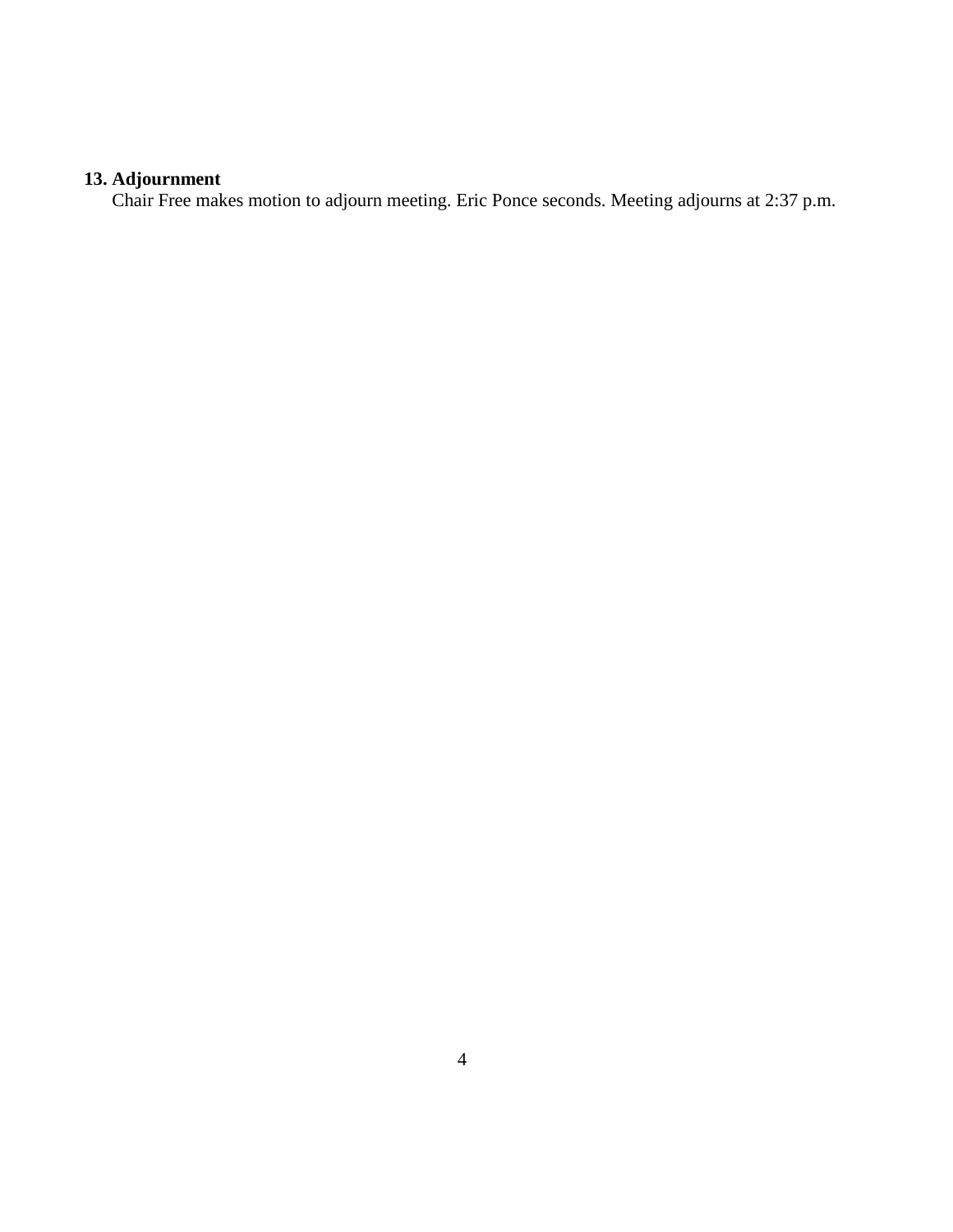**13. Adjournment**

Chair Free makes motion to adjourn meeting. Eric Ponce seconds. Meeting adjourns at 2:37 p.m.